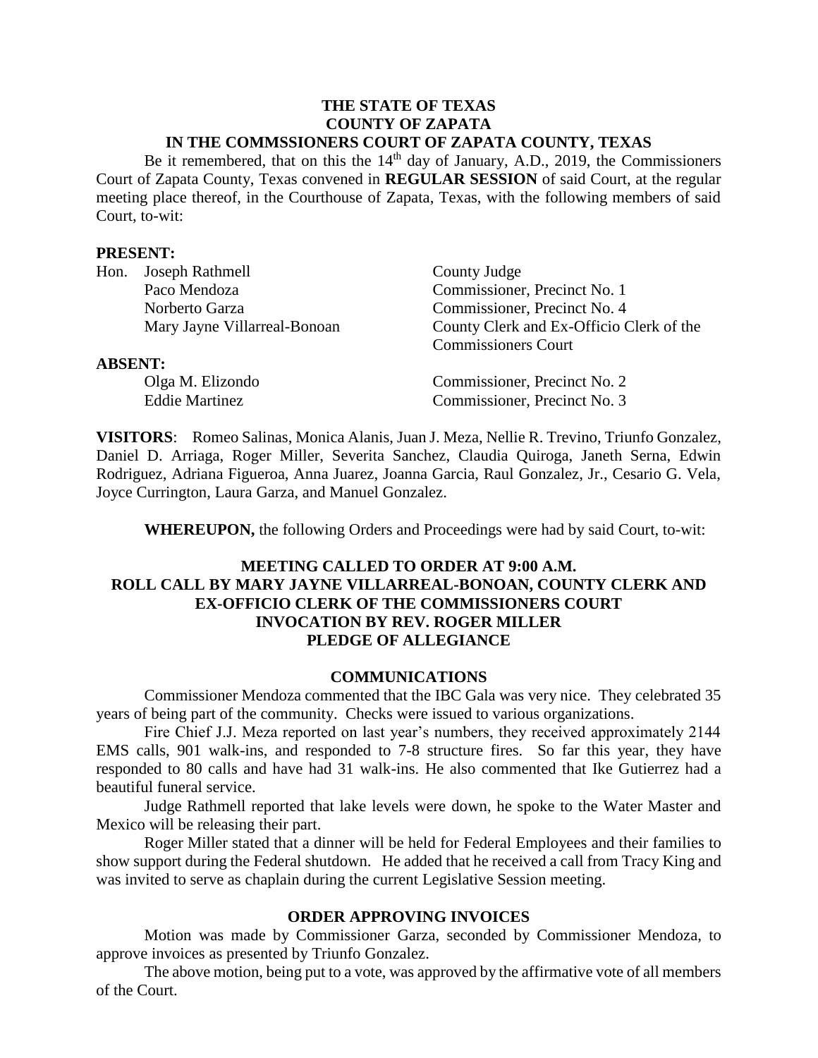**THE STATE OF TEXAS**
**COUNTY OF ZAPATA**
**IN THE COMMSSIONERS COURT OF ZAPATA COUNTY, TEXAS**

Be it remembered, that on this the 14th day of January, A.D., 2019, the Commissioners Court of Zapata County, Texas convened in **REGULAR SESSION** of said Court, at the regular meeting place thereof, in the Courthouse of Zapata, Texas, with the following members of said Court, to-wit:

**PRESENT:**

| | |
|---|---|
| Hon. Joseph Rathmell | County Judge |
| Paco Mendoza | Commissioner, Precinct No. 1 |
| Norberto Garza | Commissioner, Precinct No. 4 |
| Mary Jayne Villarreal-Bonoan | County Clerk and Ex-Officio Clerk of the Commissioners Court |

**ABSENT:**

| | |
|---|---|
| Olga M. Elizondo | Commissioner, Precinct No. 2 |
| Eddie Martinez | Commissioner, Precinct No. 3 |

**VISITORS**: Romeo Salinas, Monica Alanis, Juan J. Meza, Nellie R. Trevino, Triunfo Gonzalez, Daniel D. Arriaga, Roger Miller, Severita Sanchez, Claudia Quiroga, Janeth Serna, Edwin Rodriguez, Adriana Figueroa, Anna Juarez, Joanna Garcia, Raul Gonzalez, Jr., Cesario G. Vela, Joyce Currington, Laura Garza, and Manuel Gonzalez.

**WHEREUPON,** the following Orders and Proceedings were had by said Court, to-wit:

**MEETING CALLED TO ORDER AT 9:00 A.M.**
**ROLL CALL BY MARY JAYNE VILLARREAL-BONOAN, COUNTY CLERK AND EX-OFFICIO CLERK OF THE COMMISSIONERS COURT**
**INVOCATION BY REV. ROGER MILLER**
**PLEDGE OF ALLEGIANCE**

## COMMUNICATIONS

Commissioner Mendoza commented that the IBC Gala was very nice. They celebrated 35 years of being part of the community. Checks were issued to various organizations.

Fire Chief J.J. Meza reported on last year's numbers, they received approximately 2144 EMS calls, 901 walk-ins, and responded to 7-8 structure fires. So far this year, they have responded to 80 calls and have had 31 walk-ins. He also commented that Ike Gutierrez had a beautiful funeral service.

Judge Rathmell reported that lake levels were down, he spoke to the Water Master and Mexico will be releasing their part.

Roger Miller stated that a dinner will be held for Federal Employees and their families to show support during the Federal shutdown. He added that he received a call from Tracy King and was invited to serve as chaplain during the current Legislative Session meeting.

## ORDER APPROVING INVOICES

Motion was made by Commissioner Garza, seconded by Commissioner Mendoza, to approve invoices as presented by Triunfo Gonzalez.

The above motion, being put to a vote, was approved by the affirmative vote of all members of the Court.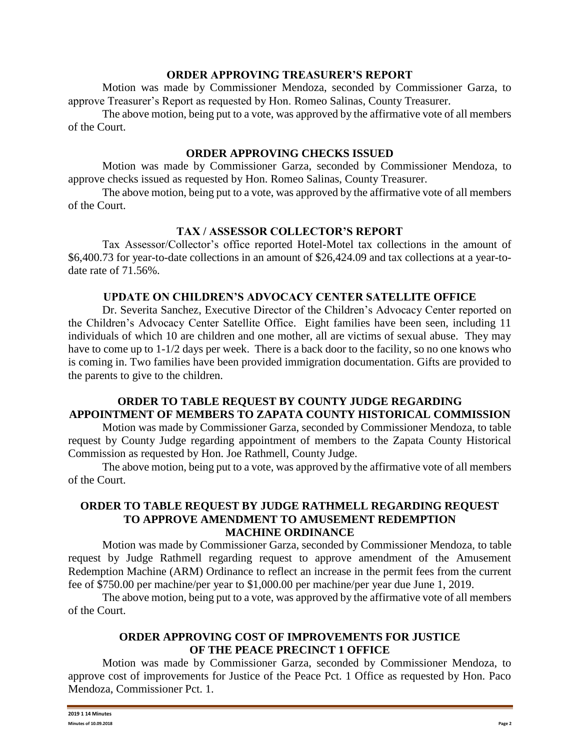## ORDER APPROVING TREASURER'S REPORT

Motion was made by Commissioner Mendoza, seconded by Commissioner Garza, to approve Treasurer's Report as requested by Hon. Romeo Salinas, County Treasurer.

The above motion, being put to a vote, was approved by the affirmative vote of all members of the Court.

## ORDER APPROVING CHECKS ISSUED

Motion was made by Commissioner Garza, seconded by Commissioner Mendoza, to approve checks issued as requested by Hon. Romeo Salinas, County Treasurer.

The above motion, being put to a vote, was approved by the affirmative vote of all members of the Court.

## TAX / ASSESSOR COLLECTOR'S REPORT

Tax Assessor/Collector's office reported Hotel-Motel tax collections in the amount of \$6,400.73 for year-to-date collections in an amount of \$26,424.09 and tax collections at a year-to-date rate of 71.56%.

## UPDATE ON CHILDREN'S ADVOCACY CENTER SATELLITE OFFICE

Dr. Severita Sanchez, Executive Director of the Children's Advocacy Center reported on the Children's Advocacy Center Satellite Office. Eight families have been seen, including 11 individuals of which 10 are children and one mother, all are victims of sexual abuse. They may have to come up to 1-1/2 days per week. There is a back door to the facility, so no one knows who is coming in. Two families have been provided immigration documentation. Gifts are provided to the parents to give to the children.

## ORDER TO TABLE REQUEST BY COUNTY JUDGE REGARDING APPOINTMENT OF MEMBERS TO ZAPATA COUNTY HISTORICAL COMMISSION

Motion was made by Commissioner Garza, seconded by Commissioner Mendoza, to table request by County Judge regarding appointment of members to the Zapata County Historical Commission as requested by Hon. Joe Rathmell, County Judge.

The above motion, being put to a vote, was approved by the affirmative vote of all members of the Court.

## ORDER TO TABLE REQUEST BY JUDGE RATHMELL REGARDING REQUEST TO APPROVE AMENDMENT TO AMUSEMENT REDEMPTION MACHINE ORDINANCE

Motion was made by Commissioner Garza, seconded by Commissioner Mendoza, to table request by Judge Rathmell regarding request to approve amendment of the Amusement Redemption Machine (ARM) Ordinance to reflect an increase in the permit fees from the current fee of \$750.00 per machine/per year to \$1,000.00 per machine/per year due June 1, 2019.

The above motion, being put to a vote, was approved by the affirmative vote of all members of the Court.

## ORDER APPROVING COST OF IMPROVEMENTS FOR JUSTICE OF THE PEACE PRECINCT 1 OFFICE

Motion was made by Commissioner Garza, seconded by Commissioner Mendoza, to approve cost of improvements for Justice of the Peace Pct. 1 Office as requested by Hon. Paco Mendoza, Commissioner Pct. 1.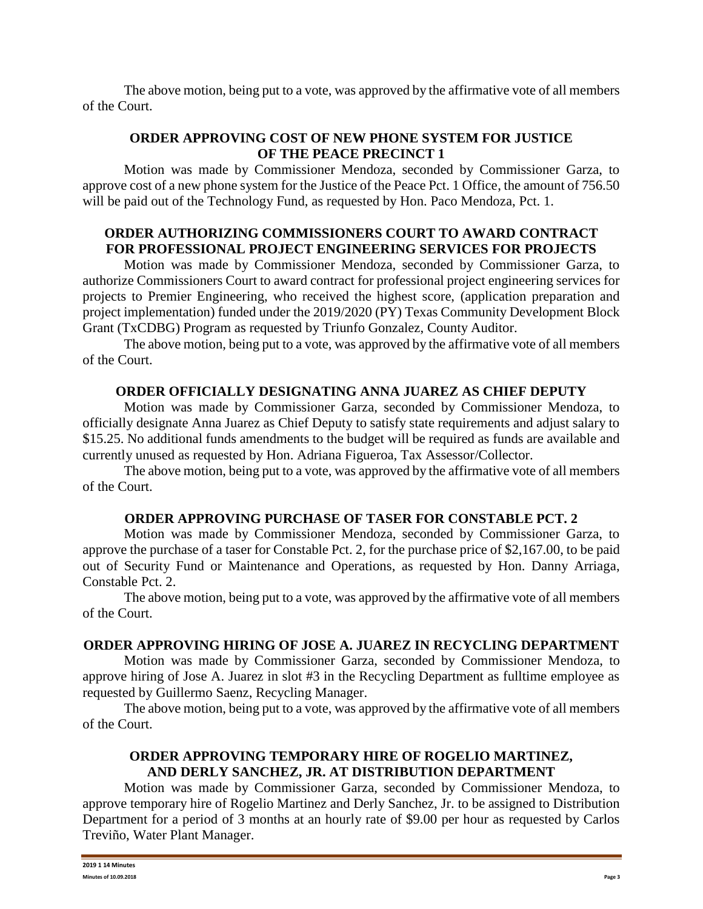The above motion, being put to a vote, was approved by the affirmative vote of all members of the Court.

## ORDER APPROVING COST OF NEW PHONE SYSTEM FOR JUSTICE OF THE PEACE PRECINCT 1

Motion was made by Commissioner Mendoza, seconded by Commissioner Garza, to approve cost of a new phone system for the Justice of the Peace Pct. 1 Office, the amount of 756.50 will be paid out of the Technology Fund, as requested by Hon. Paco Mendoza, Pct. 1.

## ORDER AUTHORIZING COMMISSIONERS COURT TO AWARD CONTRACT FOR PROFESSIONAL PROJECT ENGINEERING SERVICES FOR PROJECTS

Motion was made by Commissioner Mendoza, seconded by Commissioner Garza, to authorize Commissioners Court to award contract for professional project engineering services for projects to Premier Engineering, who received the highest score, (application preparation and project implementation) funded under the 2019/2020 (PY) Texas Community Development Block Grant (TxCDBG) Program as requested by Triunfo Gonzalez, County Auditor.

The above motion, being put to a vote, was approved by the affirmative vote of all members of the Court.

## ORDER OFFICIALLY DESIGNATING ANNA JUAREZ AS CHIEF DEPUTY

Motion was made by Commissioner Garza, seconded by Commissioner Mendoza, to officially designate Anna Juarez as Chief Deputy to satisfy state requirements and adjust salary to $15.25. No additional funds amendments to the budget will be required as funds are available and currently unused as requested by Hon. Adriana Figueroa, Tax Assessor/Collector.

The above motion, being put to a vote, was approved by the affirmative vote of all members of the Court.

## ORDER APPROVING PURCHASE OF TASER FOR CONSTABLE PCT. 2

Motion was made by Commissioner Mendoza, seconded by Commissioner Garza, to approve the purchase of a taser for Constable Pct. 2, for the purchase price of $2,167.00, to be paid out of Security Fund or Maintenance and Operations, as requested by Hon. Danny Arriaga, Constable Pct. 2.

The above motion, being put to a vote, was approved by the affirmative vote of all members of the Court.

## ORDER APPROVING HIRING OF JOSE A. JUAREZ IN RECYCLING DEPARTMENT

Motion was made by Commissioner Garza, seconded by Commissioner Mendoza, to approve hiring of Jose A. Juarez in slot #3 in the Recycling Department as fulltime employee as requested by Guillermo Saenz, Recycling Manager.

The above motion, being put to a vote, was approved by the affirmative vote of all members of the Court.

## ORDER APPROVING TEMPORARY HIRE OF ROGELIO MARTINEZ, AND DERLY SANCHEZ, JR. AT DISTRIBUTION DEPARTMENT

Motion was made by Commissioner Garza, seconded by Commissioner Mendoza, to approve temporary hire of Rogelio Martinez and Derly Sanchez, Jr. to be assigned to Distribution Department for a period of 3 months at an hourly rate of $9.00 per hour as requested by Carlos Treviño, Water Plant Manager.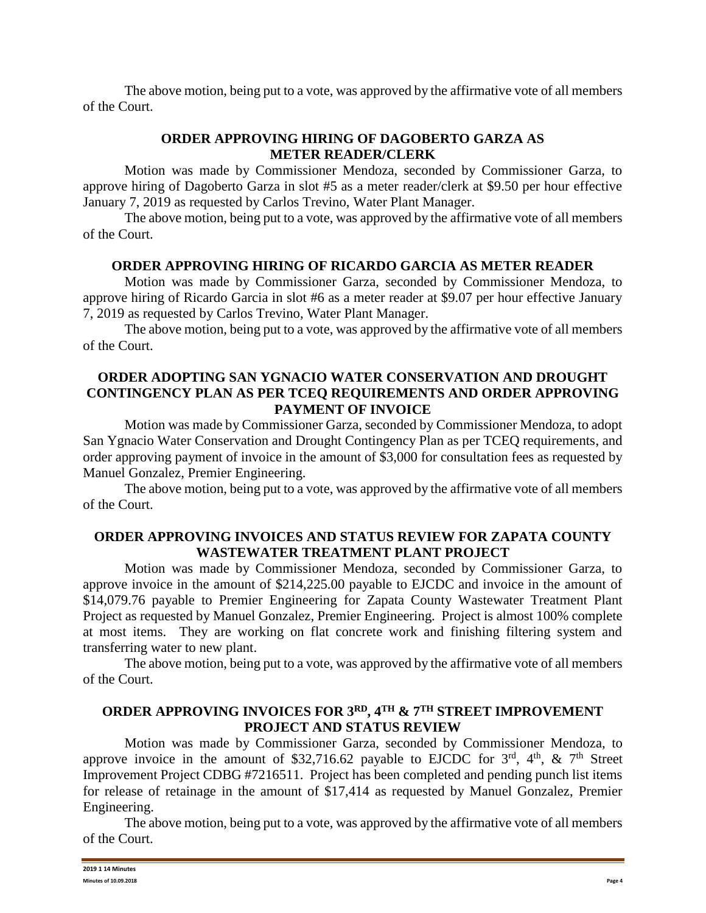The above motion, being put to a vote, was approved by the affirmative vote of all members of the Court.

## ORDER APPROVING HIRING OF DAGOBERTO GARZA AS METER READER/CLERK

Motion was made by Commissioner Mendoza, seconded by Commissioner Garza, to approve hiring of Dagoberto Garza in slot #5 as a meter reader/clerk at $9.50 per hour effective January 7, 2019 as requested by Carlos Trevino, Water Plant Manager.

The above motion, being put to a vote, was approved by the affirmative vote of all members of the Court.

## ORDER APPROVING HIRING OF RICARDO GARCIA AS METER READER

Motion was made by Commissioner Garza, seconded by Commissioner Mendoza, to approve hiring of Ricardo Garcia in slot #6 as a meter reader at $9.07 per hour effective January 7, 2019 as requested by Carlos Trevino, Water Plant Manager.

The above motion, being put to a vote, was approved by the affirmative vote of all members of the Court.

## ORDER ADOPTING SAN YGNACIO WATER CONSERVATION AND DROUGHT CONTINGENCY PLAN AS PER TCEQ REQUIREMENTS AND ORDER APPROVING PAYMENT OF INVOICE

Motion was made by Commissioner Garza, seconded by Commissioner Mendoza, to adopt San Ygnacio Water Conservation and Drought Contingency Plan as per TCEQ requirements, and order approving payment of invoice in the amount of $3,000 for consultation fees as requested by Manuel Gonzalez, Premier Engineering.

The above motion, being put to a vote, was approved by the affirmative vote of all members of the Court.

## ORDER APPROVING INVOICES AND STATUS REVIEW FOR ZAPATA COUNTY WASTEWATER TREATMENT PLANT PROJECT

Motion was made by Commissioner Mendoza, seconded by Commissioner Garza, to approve invoice in the amount of $214,225.00 payable to EJCDC and invoice in the amount of $14,079.76 payable to Premier Engineering for Zapata County Wastewater Treatment Plant Project as requested by Manuel Gonzalez, Premier Engineering. Project is almost 100% complete at most items. They are working on flat concrete work and finishing filtering system and transferring water to new plant.

The above motion, being put to a vote, was approved by the affirmative vote of all members of the Court.

## ORDER APPROVING INVOICES FOR 3RD, 4TH & 7TH STREET IMPROVEMENT PROJECT AND STATUS REVIEW

Motion was made by Commissioner Garza, seconded by Commissioner Mendoza, to approve invoice in the amount of $32,716.62 payable to EJCDC for 3rd, 4th, & 7th Street Improvement Project CDBG #7216511. Project has been completed and pending punch list items for release of retainage in the amount of $17,414 as requested by Manuel Gonzalez, Premier Engineering.

The above motion, being put to a vote, was approved by the affirmative vote of all members of the Court.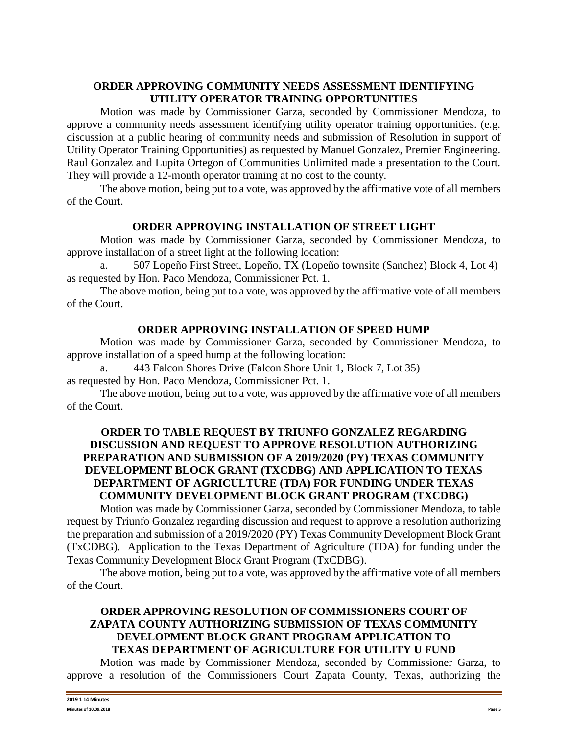## ORDER APPROVING COMMUNITY NEEDS ASSESSMENT IDENTIFYING UTILITY OPERATOR TRAINING OPPORTUNITIES

Motion was made by Commissioner Garza, seconded by Commissioner Mendoza, to approve a community needs assessment identifying utility operator training opportunities. (e.g. discussion at a public hearing of community needs and submission of Resolution in support of Utility Operator Training Opportunities) as requested by Manuel Gonzalez, Premier Engineering. Raul Gonzalez and Lupita Ortegon of Communities Unlimited made a presentation to the Court. They will provide a 12-month operator training at no cost to the county.

The above motion, being put to a vote, was approved by the affirmative vote of all members of the Court.

## ORDER APPROVING INSTALLATION OF STREET LIGHT

Motion was made by Commissioner Garza, seconded by Commissioner Mendoza, to approve installation of a street light at the following location:

a. 507 Lopeño First Street, Lopeño, TX (Lopeño townsite (Sanchez) Block 4, Lot 4) as requested by Hon. Paco Mendoza, Commissioner Pct. 1.

The above motion, being put to a vote, was approved by the affirmative vote of all members of the Court.

## ORDER APPROVING INSTALLATION OF SPEED HUMP

Motion was made by Commissioner Garza, seconded by Commissioner Mendoza, to approve installation of a speed hump at the following location:

a. 443 Falcon Shores Drive (Falcon Shore Unit 1, Block 7, Lot 35)

as requested by Hon. Paco Mendoza, Commissioner Pct. 1.

The above motion, being put to a vote, was approved by the affirmative vote of all members of the Court.

## ORDER TO TABLE REQUEST BY TRIUNFO GONZALEZ REGARDING DISCUSSION AND REQUEST TO APPROVE RESOLUTION AUTHORIZING PREPARATION AND SUBMISSION OF A 2019/2020 (PY) TEXAS COMMUNITY DEVELOPMENT BLOCK GRANT (TXCDBG) AND APPLICATION TO TEXAS DEPARTMENT OF AGRICULTURE (TDA) FOR FUNDING UNDER TEXAS COMMUNITY DEVELOPMENT BLOCK GRANT PROGRAM (TXCDBG)

Motion was made by Commissioner Garza, seconded by Commissioner Mendoza, to table request by Triunfo Gonzalez regarding discussion and request to approve a resolution authorizing the preparation and submission of a 2019/2020 (PY) Texas Community Development Block Grant (TxCDBG). Application to the Texas Department of Agriculture (TDA) for funding under the Texas Community Development Block Grant Program (TxCDBG).

The above motion, being put to a vote, was approved by the affirmative vote of all members of the Court.

## ORDER APPROVING RESOLUTION OF COMMISSIONERS COURT OF ZAPATA COUNTY AUTHORIZING SUBMISSION OF TEXAS COMMUNITY DEVELOPMENT BLOCK GRANT PROGRAM APPLICATION TO TEXAS DEPARTMENT OF AGRICULTURE FOR UTILITY U FUND

Motion was made by Commissioner Mendoza, seconded by Commissioner Garza, to approve a resolution of the Commissioners Court Zapata County, Texas, authorizing the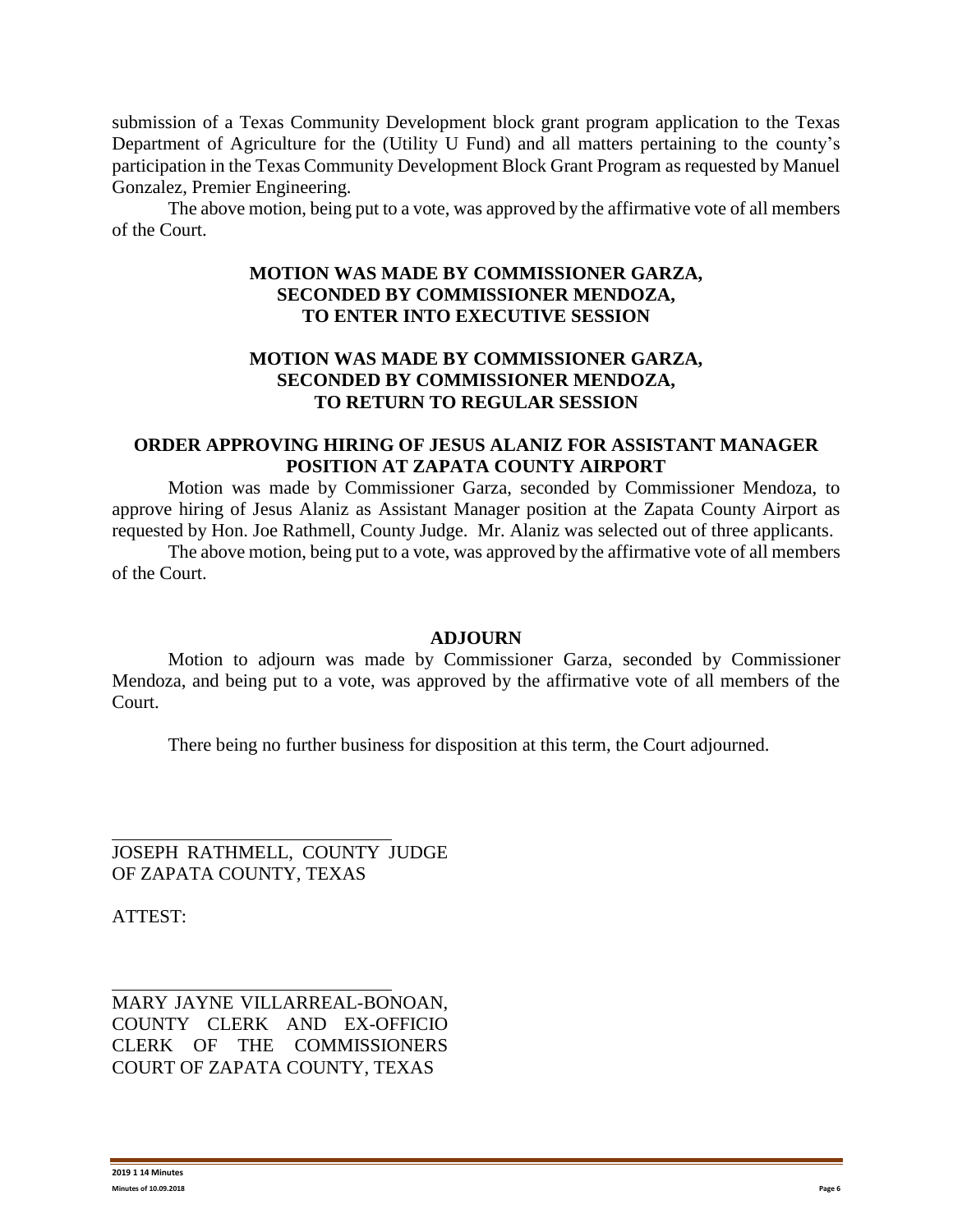submission of a Texas Community Development block grant program application to the Texas Department of Agriculture for the (Utility U Fund) and all matters pertaining to the county's participation in the Texas Community Development Block Grant Program as requested by Manuel Gonzalez, Premier Engineering.

The above motion, being put to a vote, was approved by the affirmative vote of all members of the Court.

**MOTION WAS MADE BY COMMISSIONER GARZA, SECONDED BY COMMISSIONER MENDOZA, TO ENTER INTO EXECUTIVE SESSION**

**MOTION WAS MADE BY COMMISSIONER GARZA, SECONDED BY COMMISSIONER MENDOZA, TO RETURN TO REGULAR SESSION**

**ORDER APPROVING HIRING OF JESUS ALANIZ FOR ASSISTANT MANAGER POSITION AT ZAPATA COUNTY AIRPORT**

Motion was made by Commissioner Garza, seconded by Commissioner Mendoza, to approve hiring of Jesus Alaniz as Assistant Manager position at the Zapata County Airport as requested by Hon. Joe Rathmell, County Judge. Mr. Alaniz was selected out of three applicants.

The above motion, being put to a vote, was approved by the affirmative vote of all members of the Court.

**ADJOURN**

Motion to adjourn was made by Commissioner Garza, seconded by Commissioner Mendoza, and being put to a vote, was approved by the affirmative vote of all members of the Court.

There being no further business for disposition at this term, the Court adjourned.

\_\_\_\_\_\_\_\_\_\_\_\_\_\_\_\_\_\_\_\_\_\_\_\_\_\_\_\_\_\_

JOSEPH RATHMELL, COUNTY JUDGE
OF ZAPATA COUNTY, TEXAS

ATTEST:

\_\_\_\_\_\_\_\_\_\_\_\_\_\_\_\_\_\_\_\_\_\_\_\_\_\_\_\_\_\_

MARY JAYNE VILLARREAL-BONOAN,
COUNTY CLERK AND EX-OFFICIO
CLERK OF THE COMMISSIONERS
COURT OF ZAPATA COUNTY, TEXAS